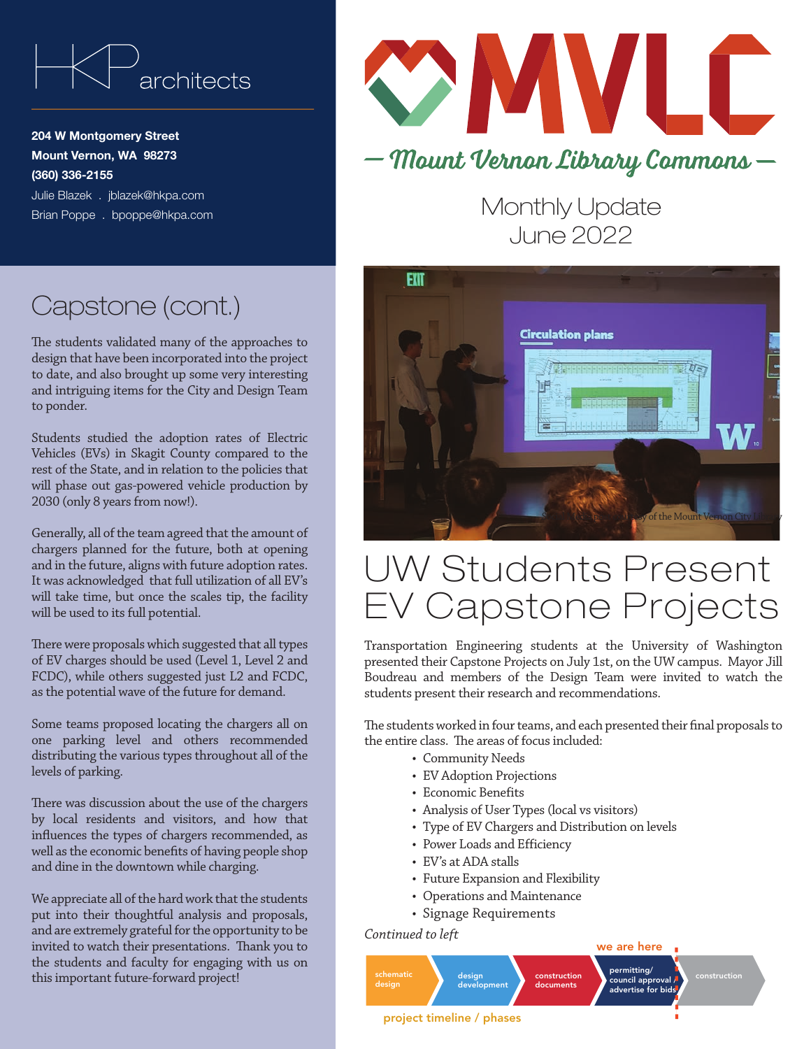HKP architects

**204 W Montgomery Street**
**Mount Vernon, WA 98273**
**(360) 336-2155**
Julie Blazek . jblazek@hkpa.com
Brian Poppe . bpoppe@hkpa.com

# MVLC — Mount Vernon Library Commons —

## Monthly Update June 2022

# UW Students Present EV Capstone Projects

Transportation Engineering students at the University of Washington presented their Capstone Projects on July 1st, on the UW campus. Mayor Jill Boudreau and members of the Design Team were invited to watch the students present their research and recommendations.

The students worked in four teams, and each presented their final proposals to the entire class. The areas of focus included:

- Community Needs
- EV Adoption Projections
- Economic Benefits
- Analysis of User Types (local vs visitors)
- Type of EV Chargers and Distribution on levels
- Power Loads and Efficiency
- EV's at ADA stalls
- Future Expansion and Flexibility
- Operations and Maintenance
- Signage Requirements

*Continued to left*

## Capstone (cont.)

The students validated many of the approaches to design that have been incorporated into the project to date, and also brought up some very interesting and intriguing items for the City and Design Team to ponder.

Students studied the adoption rates of Electric Vehicles (EVs) in Skagit County compared to the rest of the State, and in relation to the policies that will phase out gas-powered vehicle production by 2030 (only 8 years from now!).

Generally, all of the team agreed that the amount of chargers planned for the future, both at opening and in the future, aligns with future adoption rates. It was acknowledged that full utilization of all EV's will take time, but once the scales tip, the facility will be used to its full potential.

There were proposals which suggested that all types of EV charges should be used (Level 1, Level 2 and FCDC), while others suggested just L2 and FCDC, as the potential wave of the future for demand.

Some teams proposed locating the chargers all on one parking level and others recommended distributing the various types throughout all of the levels of parking.

There was discussion about the use of the chargers by local residents and visitors, and how that influences the types of chargers recommended, as well as the economic benefits of having people shop and dine in the downtown while charging.

We appreciate all of the hard work that the students put into their thoughtful analysis and proposals, and are extremely grateful for the opportunity to be invited to watch their presentations. Thank you to the students and faculty for engaging with us on this important future-forward project!

**project timeline / phases**: schematic design → design development → construction documents → permitting/ council approval / advertise for bids (**we are here**) → construction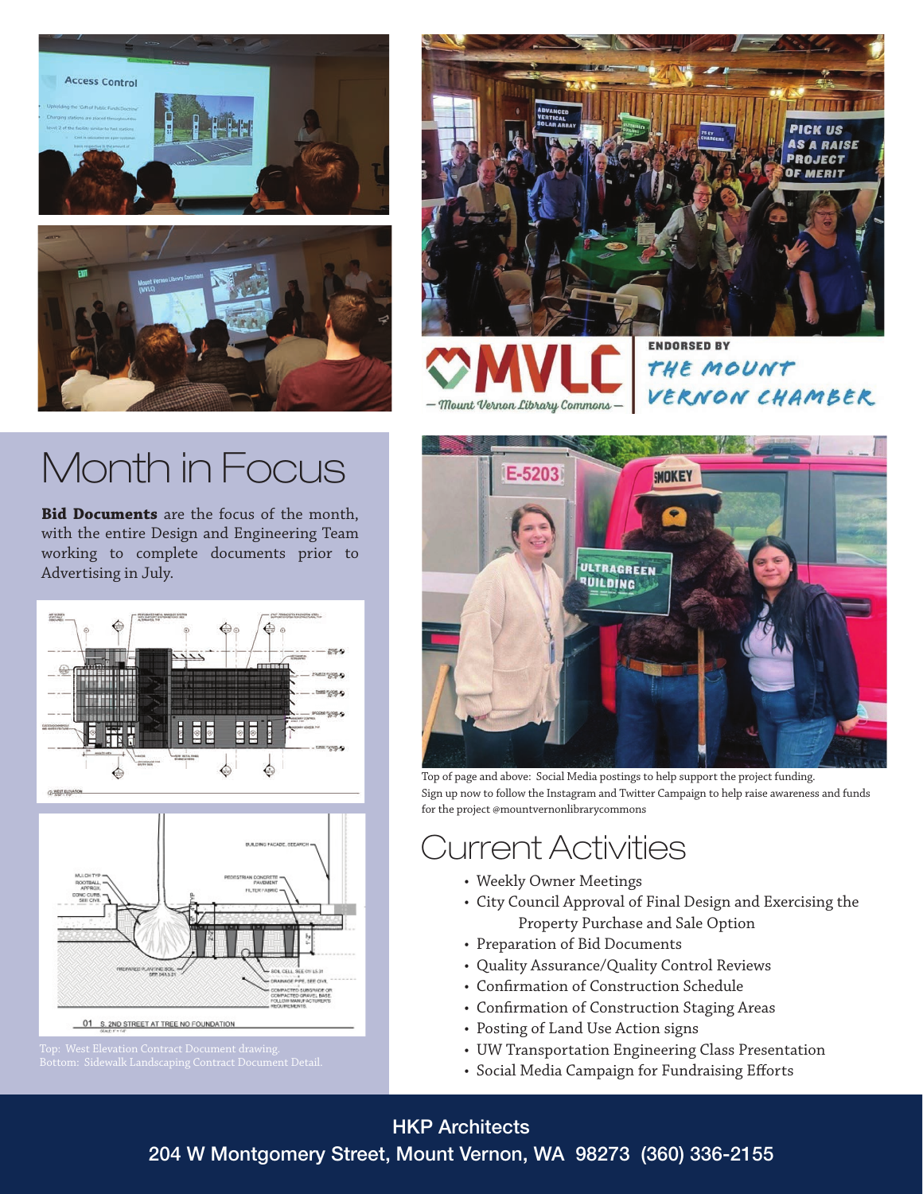## Month in Focus

**Bid Documents** are the focus of the month, with the entire Design and Engineering Team working to complete documents prior to Advertising in July.

Top: West Elevation Contract Document drawing.
Bottom: Sidewalk Landscaping Contract Document Detail.

Top of page and above: Social Media postings to help support the project funding.
Sign up now to follow the Instagram and Twitter Campaign to help raise awareness and funds for the project @mountvernonlibrarycommons

## Current Activities

- Weekly Owner Meetings
- City Council Approval of Final Design and Exercising the Property Purchase and Sale Option
- Preparation of Bid Documents
- Quality Assurance/Quality Control Reviews
- Confirmation of Construction Schedule
- Confirmation of Construction Staging Areas
- Posting of Land Use Action signs
- UW Transportation Engineering Class Presentation
- Social Media Campaign for Fundraising Efforts

**HKP Architects**
**204 W Montgomery Street, Mount Vernon, WA 98273 (360) 336-2155**